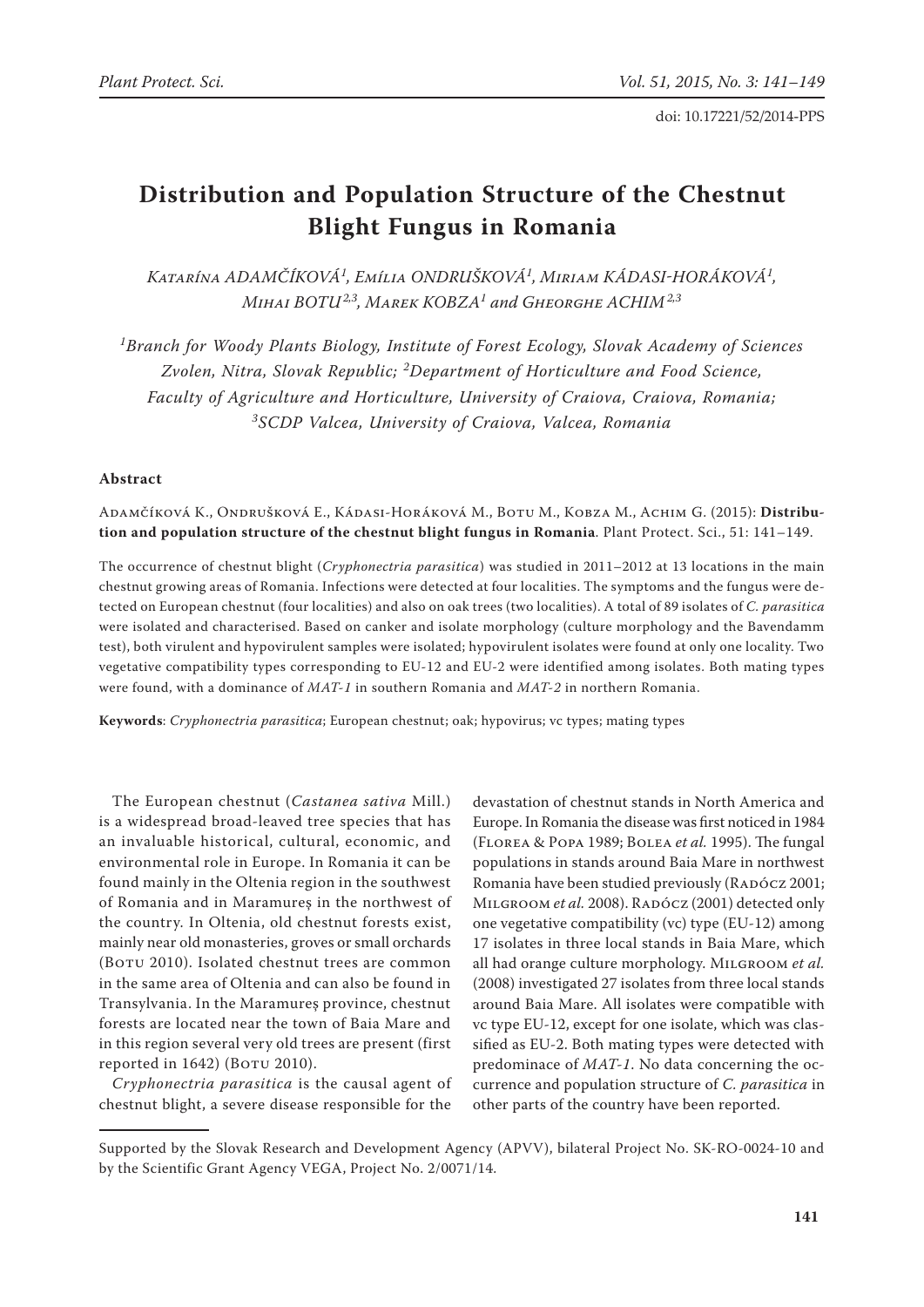doi: 10.17221/52/2014-PPS

# Distribution and Population Structure of the Chestnut Blight Fungus in Romania

*Katarína ADAMČÍKOVÁ[1], Emília ONDRUŠKOVÁ[1], Miriam KÁDASI-HORÁKOVÁ[1], Mihai BOTU[2,3], Marek KOBZA[1] and Gheorghe ACHIM[2,3]*

*[1]Branch for Woody Plants Biology, Institute of Forest Ecology, Slovak Academy of Sciences Zvolen, Nitra, Slovak Republic; [2]Department of Horticulture and Food Science, Faculty of Agriculture and Horticulture, University of Craiova, Craiova, Romania; [3]SCDP Valcea, University of Craiova, Valcea, Romania*

### Abstract

Adamčíková K., Ondrušková E., Kádasi-Horáková M., Botu M., Kobza M., Achim G. (2015): **Distribution and population structure of the chestnut blight fungus in Romania**. Plant Protect. Sci., 51: 141–149.

The occurrence of chestnut blight (*Cryphonectria parasitica*) was studied in 2011–2012 at 13 locations in the main chestnut growing areas of Romania. Infections were detected at four localities. The symptoms and the fungus were detected on European chestnut (four localities) and also on oak trees (two localities). A total of 89 isolates of *C. parasitica* were isolated and characterised. Based on canker and isolate morphology (culture morphology and the Bavendamm test), both virulent and hypovirulent samples were isolated; hypovirulent isolates were found at only one locality. Two vegetative compatibility types corresponding to EU-12 and EU-2 were identified among isolates. Both mating types were found, with a dominance of *MAT-1* in southern Romania and *MAT-2* in northern Romania.

**Keywords**: *Cryphonectria parasitica*; European chestnut; oak; hypovirus; vc types; mating types

The European chestnut (*Castanea sativa* Mill.) is a widespread broad-leaved tree species that has an invaluable historical, cultural, economic, and environmental role in Europe. In Romania it can be found mainly in the Oltenia region in the southwest of Romania and in Maramureș in the northwest of the country. In Oltenia, old chestnut forests exist, mainly near old monasteries, groves or small orchards (Botu 2010). Isolated chestnut trees are common in the same area of Oltenia and can also be found in Transylvania. In the Maramureș province, chestnut forests are located near the town of Baia Mare and in this region several very old trees are present (first reported in 1642) (Botu 2010).

*Cryphonectria parasitica* is the causal agent of chestnut blight, a severe disease responsible for the devastation of chestnut stands in North America and Europe. In Romania the disease was first noticed in 1984 (Florea & Popa 1989; Bolea *et al.* 1995). The fungal populations in stands around Baia Mare in northwest Romania have been studied previously (Radócz 2001; Milgroom *et al.* 2008). Radócz (2001) detected only one vegetative compatibility (vc) type (EU-12) among 17 isolates in three local stands in Baia Mare, which all had orange culture morphology. Milgroom *et al.* (2008) investigated 27 isolates from three local stands around Baia Mare. All isolates were compatible with vc type EU-12, except for one isolate, which was classified as EU-2. Both mating types were detected with predominace of *MAT-1*. No data concerning the occurrence and population structure of *C. parasitica* in other parts of the country have been reported.

Supported by the Slovak Research and Development Agency (APVV), bilateral Project No. SK-RO-0024-10 and by the Scientific Grant Agency VEGA, Project No. 2/0071/14.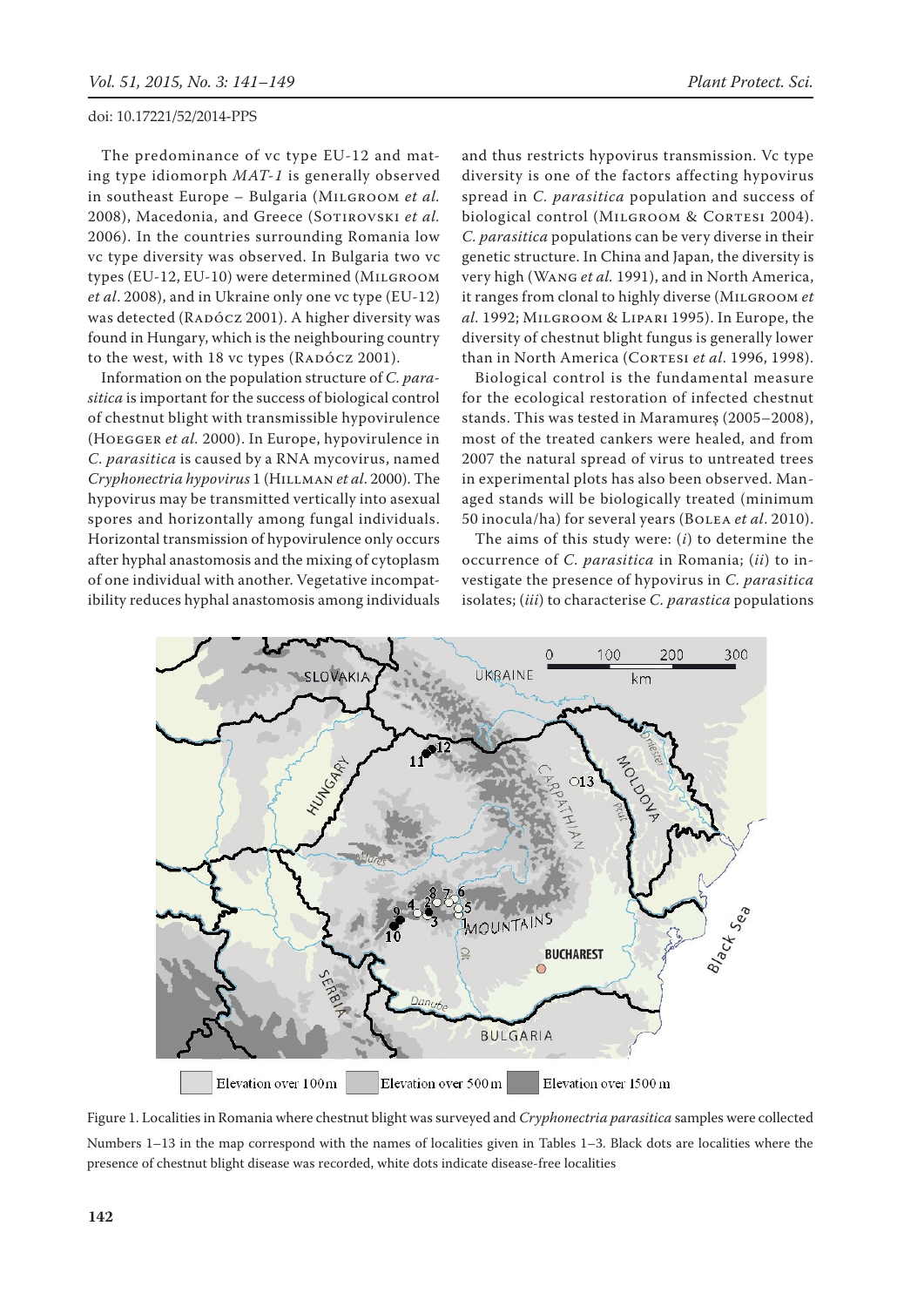The predominance of vc type EU-12 and mating type idiomorph *MAT-1* is generally observed in southeast Europe – Bulgaria (Milgroom *et al.* 2008), Macedonia, and Greece (Sotirovski *et al.* 2006). In the countries surrounding Romania low vc type diversity was observed. In Bulgaria two vc types (EU-12, EU-10) were determined (Milgroom *et al*. 2008), and in Ukraine only one vc type (EU-12) was detected (Radócz 2001). A higher diversity was found in Hungary, which is the neighbouring country to the west, with 18 vc types (Radócz 2001).

Information on the population structure of *C. parasitica* is important for the success of biological control of chestnut blight with transmissible hypovirulence (Hoegger *et al.* 2000). In Europe, hypovirulence in *C. parasitica* is caused by a RNA mycovirus, named *Cryphonectria hypovirus* 1 (Hillman *et al*. 2000). The hypovirus may be transmitted vertically into asexual spores and horizontally among fungal individuals. Horizontal transmission of hypovirulence only occurs after hyphal anastomosis and the mixing of cytoplasm of one individual with another. Vegetative incompatibility reduces hyphal anastomosis among individuals and thus restricts hypovirus transmission. Vc type diversity is one of the factors affecting hypovirus spread in *C. parasitica* population and success of biological control (Milgroom & Cortesi 2004). *C. parasitica* populations can be very diverse in their genetic structure. In China and Japan, the diversity is very high (Wang *et al.* 1991), and in North America, it ranges from clonal to highly diverse (Milgroom *et al.* 1992; Milgroom & Lipari 1995). In Europe, the diversity of chestnut blight fungus is generally lower than in North America (Cortesi *et al*. 1996, 1998).

Biological control is the fundamental measure for the ecological restoration of infected chestnut stands. This was tested in Maramureș (2005–2008), most of the treated cankers were healed, and from 2007 the natural spread of virus to untreated trees in experimental plots has also been observed. Managed stands will be biologically treated (minimum 50 inocula/ha) for several years (Bolea *et al*. 2010).

The aims of this study were: (*i*) to determine the occurrence of *C. parasitica* in Romania; (*ii*) to investigate the presence of hypovirus in *C. parasitica* isolates; (*iii*) to characterise *C. parastica* populations

Figure 1. Localities in Romania where chestnut blight was surveyed and *Cryphonectria parasitica* samples were collected

Numbers 1–13 in the map correspond with the names of localities given in Tables 1–3. Black dots are localities where the presence of chestnut blight disease was recorded, white dots indicate disease-free localities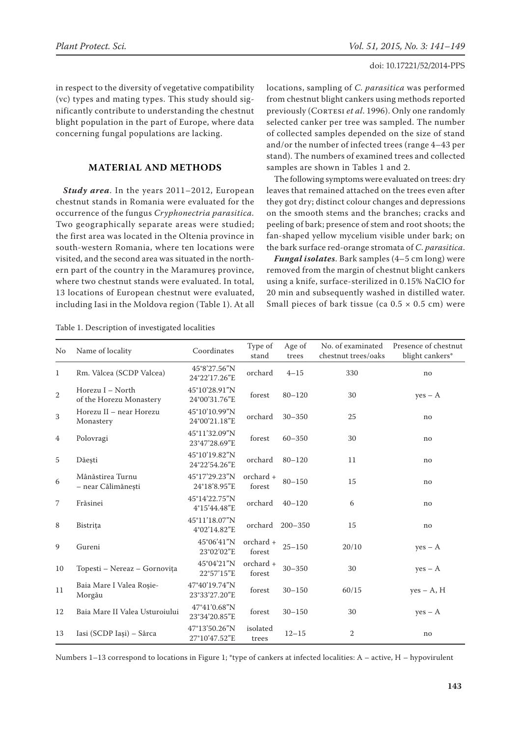in respect to the diversity of vegetative compatibility (vc) types and mating types. This study should significantly contribute to understanding the chestnut blight population in the part of Europe, where data concerning fungal populations are lacking.

## MATERIAL AND METHODS

***Study area***. In the years 2011–2012, European chestnut stands in Romania were evaluated for the occurrence of the fungus *Cryphonectria parasitica*. Two geographically separate areas were studied; the first area was located in the Oltenia province in south-western Romania, where ten locations were visited, and the second area was situated in the northern part of the country in the Maramureş province, where two chestnut stands were evaluated. In total, 13 locations of European chestnut were evaluated, including Iasi in the Moldova region (Table 1). At all locations, sampling of *C. parasitica* was performed from chestnut blight cankers using methods reported previously (Cortesi *et al*. 1996). Only one randomly selected canker per tree was sampled. The number of collected samples depended on the size of stand and/or the number of infected trees (range 4–43 per stand). The numbers of examined trees and collected samples are shown in Tables 1 and 2.

The following symptoms were evaluated on trees: dry leaves that remained attached on the trees even after they got dry; distinct colour changes and depressions on the smooth stems and the branches; cracks and peeling of bark; presence of stem and root shoots; the fan-shaped yellow mycelium visible under bark; on the bark surface red-orange stromata of *C. parasitica*.

***Fungal isolates***. Bark samples (4–5 cm long) were removed from the margin of chestnut blight cankers using a knife, surface-sterilized in 0.15% NaClO for 20 min and subsequently washed in distilled water. Small pieces of bark tissue (ca 0.5 × 0.5 cm) were

Table 1. Description of investigated localities

| No | Name of locality | Coordinates | Type of stand | Age of trees | No. of examined chestnut trees/oaks | Presence of chestnut blight cankers* |
|---|---|---|---|---|---|---|
| 1 | Rm. Vâlcea (SCDP Valcea) | 45°8′27.56″N 24°22′17.26″E | orchard | 4–15 | 330 | no |
| 2 | Horezu I – North of the Horezu Monastery | 45°10′28.91″N 24°00′31.76″E | forest | 80–120 | 30 | yes – A |
| 3 | Horezu II – near Horezu Monastery | 45°10′10.99″N 24°00′21.18″E | orchard | 30–350 | 25 | no |
| 4 | Polovragi | 45°11′32.09″N 23°47′28.69″E | forest | 60–350 | 30 | no |
| 5 | Dăeşti | 45°10′19.82″N 24°22′54.26″E | orchard | 80–120 | 11 | no |
| 6 | Mânăstirea Turnu – near Călimăneşti | 45°17′29.23″N 24°18′8.95″E | orchard + forest | 80–150 | 15 | no |
| 7 | Frăsinei | 45°14′22.75″N 4°15′44.48″E | orchard | 40–120 | 6 | no |
| 8 | Bistriţa | 45°11′18.07″N 4°02′14.82″E | orchard | 200–350 | 15 | no |
| 9 | Gureni | 45°06′41″N 23°02′02″E | orchard + forest | 25–150 | 20/10 | yes – A |
| 10 | Topesti – Nereaz – Gornoviţa | 45°04′21″N 22°57′15″E | orchard + forest | 30–350 | 30 | yes – A |
| 11 | Baia Mare I Valea Roşie-Morgău | 47°40′19.74″N 23°33′27.20″E | forest | 30–150 | 60/15 | yes – A, H |
| 12 | Baia Mare II Valea Usturoiului | 47°41′0.68″N 23°34′20.85″E | forest | 30–150 | 30 | yes – A |
| 13 | Iasi (SCDP Iaşi) – Sârca | 47°13′50.26″N 27°10′47.52″E | isolated trees | 12–15 | 2 | no |

Numbers 1–13 correspond to locations in Figure 1; *type of cankers at infected localities: A – active, H – hypovirulent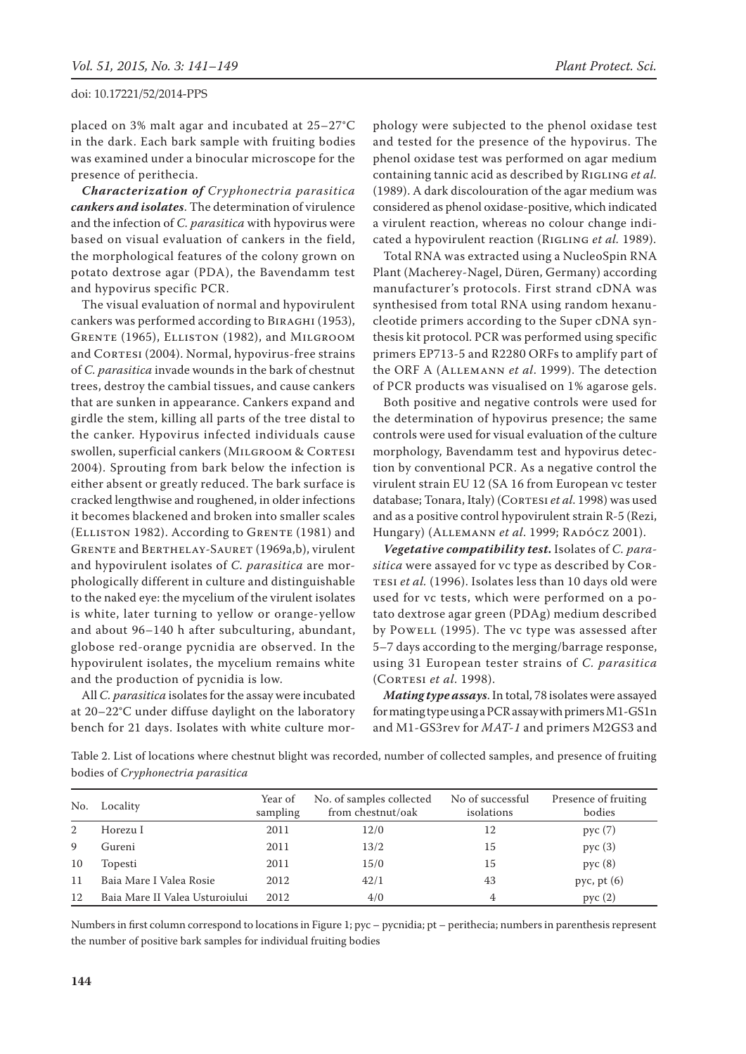placed on 3% malt agar and incubated at 25–27°C in the dark. Each bark sample with fruiting bodies was examined under a binocular microscope for the presence of perithecia.

***Characterization of Cryphonectria parasitica cankers and isolates*.** The determination of virulence and the infection of *C. parasitica* with hypovirus were based on visual evaluation of cankers in the field, the morphological features of the colony grown on potato dextrose agar (PDA), the Bavendamm test and hypovirus specific PCR.

The visual evaluation of normal and hypovirulent cankers was performed according to Biraghi (1953), Grente (1965), Elliston (1982), and Milgroom and Cortesi (2004). Normal, hypovirus-free strains of *C. parasitica* invade wounds in the bark of chestnut trees, destroy the cambial tissues, and cause cankers that are sunken in appearance. Cankers expand and girdle the stem, killing all parts of the tree distal to the canker. Hypovirus infected individuals cause swollen, superficial cankers (Milgroom & Cortesi 2004). Sprouting from bark below the infection is either absent or greatly reduced. The bark surface is cracked lengthwise and roughened, in older infections it becomes blackened and broken into smaller scales (Elliston 1982). According to Grente (1981) and Grente and Berthelay-Sauret (1969a,b), virulent and hypovirulent isolates of *C. parasitica* are morphologically different in culture and distinguishable to the naked eye: the mycelium of the virulent isolates is white, later turning to yellow or orange-yellow and about 96–140 h after subculturing, abundant, globose red-orange pycnidia are observed. In the hypovirulent isolates, the mycelium remains white and the production of pycnidia is low.

All *C. parasitica* isolates for the assay were incubated at 20–22°C under diffuse daylight on the laboratory bench for 21 days. Isolates with white culture morphology were subjected to the phenol oxidase test and tested for the presence of the hypovirus. The phenol oxidase test was performed on agar medium containing tannic acid as described by Rigling *et al.* (1989). A dark discolouration of the agar medium was considered as phenol oxidase-positive, which indicated a virulent reaction, whereas no colour change indicated a hypovirulent reaction (Rigling *et al.* 1989).

Total RNA was extracted using a NucleoSpin RNA Plant (Macherey-Nagel, Düren, Germany) according manufacturer's protocols. First strand cDNA was synthesised from total RNA using random hexanucleotide primers according to the Super cDNA synthesis kit protocol. PCR was performed using specific primers EP713-5 and R2280 ORFs to amplify part of the ORF A (Allemann *et al*. 1999). The detection of PCR products was visualised on 1% agarose gels.

Both positive and negative controls were used for the determination of hypovirus presence; the same controls were used for visual evaluation of the culture morphology, Bavendamm test and hypovirus detection by conventional PCR. As a negative control the virulent strain EU 12 (SA 16 from European vc tester database; Tonara, Italy) (Cortesi *et al*. 1998) was used and as a positive control hypovirulent strain R-5 (Rezi, Hungary) (Allemann *et al*. 1999; Radócz 2001).

***Vegetative compatibility test*.** Isolates of *C. parasitica* were assayed for vc type as described by Cortesi *et al.* (1996). Isolates less than 10 days old were used for vc tests, which were performed on a potato dextrose agar green (PDAg) medium described by Powell (1995). The vc type was assessed after 5–7 days according to the merging/barrage response, using 31 European tester strains of *C. parasitica* (Cortesi *et al*. 1998).

***Mating type assays*.** In total, 78 isolates were assayed for mating type using a PCR assay with primers M1-GS1n and M1-GS3rev for *MAT-1* and primers M2GS3 and

Table 2. List of locations where chestnut blight was recorded, number of collected samples, and presence of fruiting bodies of *Cryphonectria parasitica*

| No. | Locality | Year of sampling | No. of samples collected from chestnut/oak | No of successful isolations | Presence of fruiting bodies |
|---|---|---|---|---|---|
| 2 | Horezu I | 2011 | 12/0 | 12 | pyc (7) |
| 9 | Gureni | 2011 | 13/2 | 15 | pyc (3) |
| 10 | Topesti | 2011 | 15/0 | 15 | pyc (8) |
| 11 | Baia Mare I Valea Rosie | 2012 | 42/1 | 43 | pyc, pt (6) |
| 12 | Baia Mare II Valea Usturoiului | 2012 | 4/0 | 4 | pyc (2) |

Numbers in first column correspond to locations in Figure 1; pyc – pycnidia; pt – perithecia; numbers in parenthesis represent the number of positive bark samples for individual fruiting bodies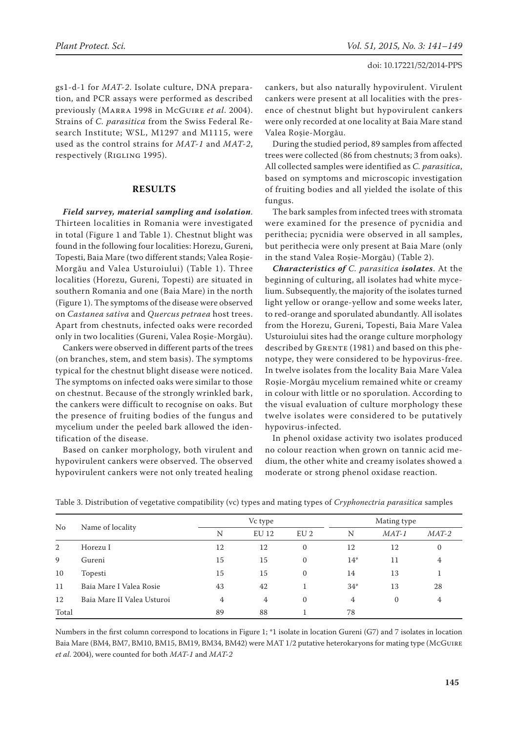gs1-d-1 for *MAT-2*. Isolate culture, DNA preparation, and PCR assays were performed as described previously (Marra 1998 in McGuire *et al*. 2004). Strains of *C. parasitica* from the Swiss Federal Research Institute; WSL, M1297 and M1115, were used as the control strains for *MAT-1* and *MAT-2*, respectively (Rigling 1995).

## RESULTS

***Field survey, material sampling and isolation***. Thirteen localities in Romania were investigated in total (Figure 1 and Table 1). Chestnut blight was found in the following four localities: Horezu, Gureni, Topesti, Baia Mare (two different stands; Valea Roșie-Morgău and Valea Usturoiului) (Table 1). Three localities (Horezu, Gureni, Topesti) are situated in southern Romania and one (Baia Mare) in the north (Figure 1). The symptoms of the disease were observed on *Castanea sativa* and *Quercus petraea* host trees. Apart from chestnuts, infected oaks were recorded only in two localities (Gureni, Valea Roșie-Morgău).

Cankers were observed in different parts of the trees (on branches, stem, and stem basis). The symptoms typical for the chestnut blight disease were noticed. The symptoms on infected oaks were similar to those on chestnut. Because of the strongly wrinkled bark, the cankers were difficult to recognise on oaks. But the presence of fruiting bodies of the fungus and mycelium under the peeled bark allowed the identification of the disease.

Based on canker morphology, both virulent and hypovirulent cankers were observed. The observed hypovirulent cankers were not only treated healing cankers, but also naturally hypovirulent. Virulent cankers were present at all localities with the presence of chestnut blight but hypovirulent cankers were only recorded at one locality at Baia Mare stand Valea Roșie-Morgău.

During the studied period, 89 samples from affected trees were collected (86 from chestnuts; 3 from oaks). All collected samples were identified as *C. parasitica*, based on symptoms and microscopic investigation of fruiting bodies and all yielded the isolate of this fungus.

The bark samples from infected trees with stromata were examined for the presence of pycnidia and perithecia; pycnidia were observed in all samples, but perithecia were only present at Baia Mare (only in the stand Valea Roșie-Morgău) (Table 2).

***Characteristics of C. parasitica isolates***. At the beginning of culturing, all isolates had white mycelium. Subsequently, the majority of the isolates turned light yellow or orange-yellow and some weeks later, to red-orange and sporulated abundantly. All isolates from the Horezu, Gureni, Topesti, Baia Mare Valea Usturoiului sites had the orange culture morphology described by Grente (1981) and based on this phenotype, they were considered to be hypovirus-free. In twelve isolates from the locality Baia Mare Valea Roșie-Morgău mycelium remained white or creamy in colour with little or no sporulation. According to the visual evaluation of culture morphology these twelve isolates were considered to be putatively hypovirus-infected.

In phenol oxidase activity two isolates produced no colour reaction when grown on tannic acid medium, the other white and creamy isolates showed a moderate or strong phenol oxidase reaction.

Table 3. Distribution of vegetative compatibility (vc) types and mating types of *Cryphonectria parasitica* samples

| No | Name of locality | Vc type | | | Mating type | | |
|---|---|---|---|---|---|---|---|
| | | N | EU 12 | EU 2 | N | *MAT-1* | *MAT-2* |
| 2 | Horezu I | 12 | 12 | 0 | 12 | 12 | 0 |
| 9 | Gureni | 15 | 15 | 0 | 14* | 11 | 4 |
| 10 | Topesti | 15 | 15 | 0 | 14 | 13 | 1 |
| 11 | Baia Mare I Valea Rosie | 43 | 42 | 1 | 34* | 13 | 28 |
| 12 | Baia Mare II Valea Usturoi | 4 | 4 | 0 | 4 | 0 | 4 |
| Total | | 89 | 88 | 1 | 78 | | |

Numbers in the first column correspond to locations in Figure 1; *1 isolate in location Gureni (G7) and 7 isolates in location Baia Mare (BM4, BM7, BM10, BM15, BM19, BM34, BM42) were MAT 1/2 putative heterokaryons for mating type (McGuire *et al.* 2004), were counted for both *MAT-1* and *MAT-2*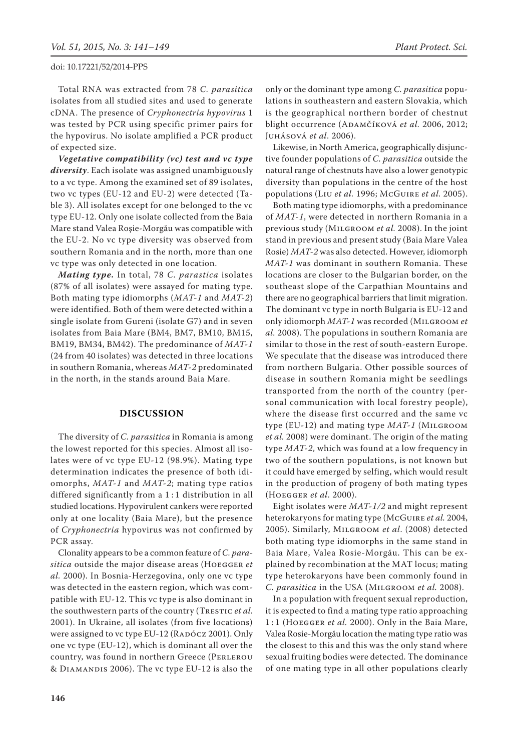Total RNA was extracted from 78 *C. parasitica* isolates from all studied sites and used to generate cDNA. The presence of *Cryphonectria hypovirus* 1 was tested by PCR using specific primer pairs for the hypovirus. No isolate amplified a PCR product of expected size.

***Vegetative compatibility (vc) test and vc type diversity***. Each isolate was assigned unambiguously to a vc type. Among the examined set of 89 isolates, two vc types (EU-12 and EU-2) were detected (Table 3). All isolates except for one belonged to the vc type EU-12. Only one isolate collected from the Baia Mare stand Valea Roșie-Morgău was compatible with the EU-2. No vc type diversity was observed from southern Romania and in the north, more than one vc type was only detected in one location.

***Mating type.*** In total, 78 *C. parastica* isolates (87% of all isolates) were assayed for mating type. Both mating type idiomorphs (*MAT-1* and *MAT-2*) were identified. Both of them were detected within a single isolate from Gureni (isolate G7) and in seven isolates from Baia Mare (BM4, BM7, BM10, BM15, BM19, BM34, BM42). The predominance of *MAT-1* (24 from 40 isolates) was detected in three locations in southern Romania, whereas *MAT-2* predominated in the north, in the stands around Baia Mare.

## DISCUSSION

The diversity of *C. parasitica* in Romania is among the lowest reported for this species. Almost all isolates were of vc type EU-12 (98.9%). Mating type determination indicates the presence of both idiomorphs, *MAT-1* and *MAT-2*; mating type ratios differed significantly from a 1 : 1 distribution in all studied locations. Hypovirulent cankers were reported only at one locality (Baia Mare), but the presence of *Cryphonectria* hypovirus was not confirmed by PCR assay.

Clonality appears to be a common feature of *C. parasitica* outside the major disease areas (Hoegger *et al.* 2000). In Bosnia-Herzegovina, only one vc type was detected in the eastern region, which was compatible with EU-12. This vc type is also dominant in the southwestern parts of the country (Trestic *et al.* 2001). In Ukraine, all isolates (from five locations) were assigned to vc type EU-12 (Radócz 2001). Only one vc type (EU-12), which is dominant all over the country, was found in northern Greece (Perlerou & Diamandis 2006). The vc type EU-12 is also the only or the dominant type among *C. parasitica* populations in southeastern and eastern Slovakia, which is the geographical northern border of chestnut blight occurrence (Adamčíková *et al.* 2006, 2012; Juhásová *et al*. 2006).

Likewise, in North America, geographically disjunctive founder populations of *C. parasitica* outside the natural range of chestnuts have also a lower genotypic diversity than populations in the centre of the host populations (Liu *et al.* 1996; McGuire *et al.* 2005).

Both mating type idiomorphs, with a predominance of *MAT-1*, were detected in northern Romania in a previous study (Milgroom *et al.* 2008). In the joint stand in previous and present study (Baia Mare Valea Rosie) *MAT-2* was also detected. However, idiomorph *MAT-1* was dominant in southern Romania. These locations are closer to the Bulgarian border, on the southeast slope of the Carpathian Mountains and there are no geographical barriers that limit migration. The dominant vc type in north Bulgaria is EU-12 and only idiomorph *MAT-1* was recorded (Milgroom *et al.* 2008). The populations in southern Romania are similar to those in the rest of south-eastern Europe. We speculate that the disease was introduced there from northern Bulgaria. Other possible sources of disease in southern Romania might be seedlings transported from the north of the country (personal communication with local forestry people), where the disease first occurred and the same vc type (EU-12) and mating type *MAT-1* (Milgroom *et al.* 2008) were dominant. The origin of the mating type *MAT-2*, which was found at a low frequency in two of the southern populations, is not known but it could have emerged by selfing, which would result in the production of progeny of both mating types (Hoegger *et al*. 2000).

Eight isolates were *MAT-1/2* and might represent heterokaryons for mating type (McGuire *et al.* 2004, 2005). Similarly, Milgroom *et al*. (2008) detected both mating type idiomorphs in the same stand in Baia Mare, Valea Rosie-Morgău. This can be explained by recombination at the MAT locus; mating type heterokaryons have been commonly found in *C. parasitica* in the USA (Milgroom *et al.* 2008).

In a population with frequent sexual reproduction, it is expected to find a mating type ratio approaching 1 : 1 (Hoegger *et al.* 2000). Only in the Baia Mare, Valea Rosie-Morgău location the mating type ratio was the closest to this and this was the only stand where sexual fruiting bodies were detected. The dominance of one mating type in all other populations clearly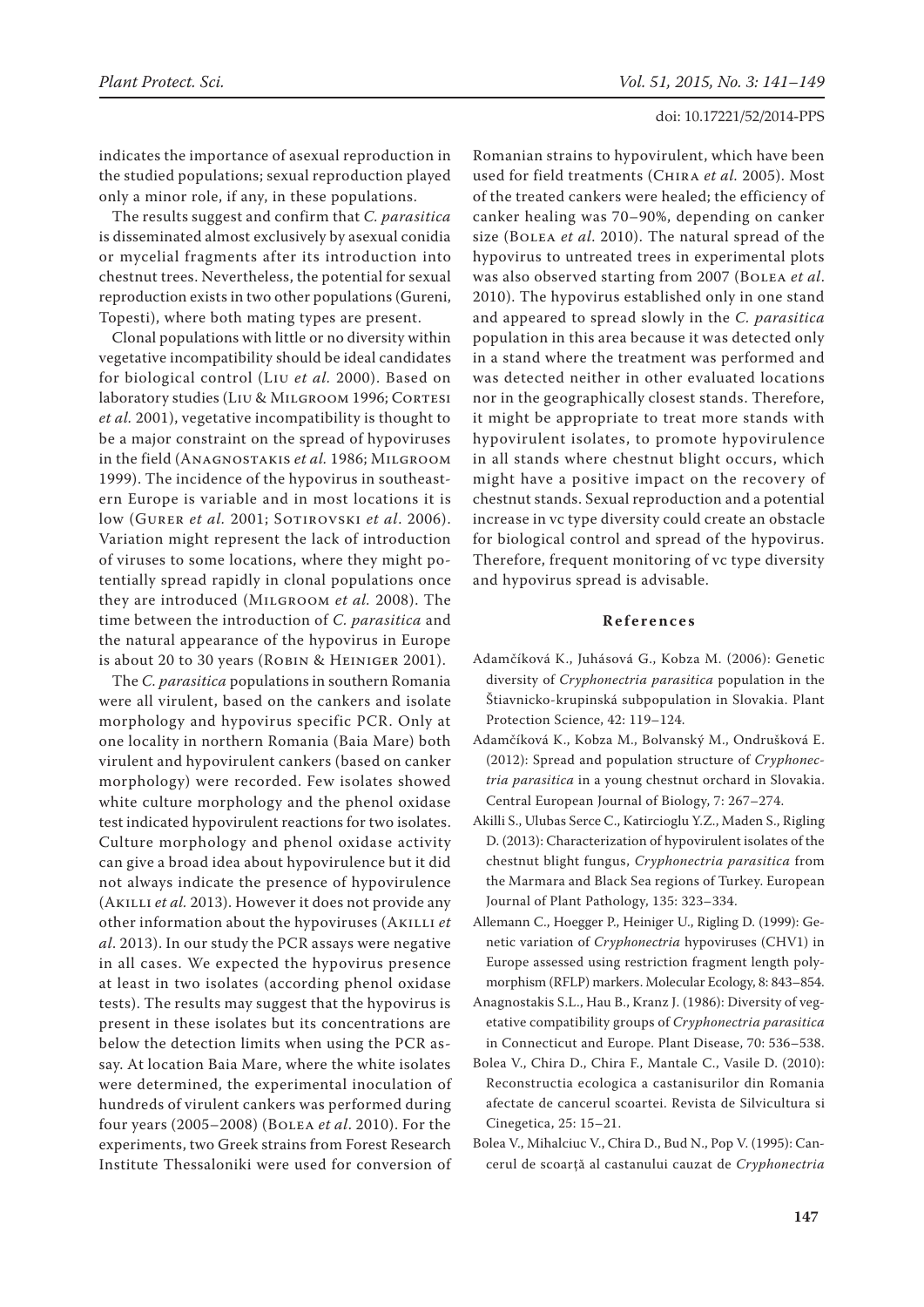indicates the importance of asexual reproduction in the studied populations; sexual reproduction played only a minor role, if any, in these populations.

The results suggest and confirm that *C. parasitica* is disseminated almost exclusively by asexual conidia or mycelial fragments after its introduction into chestnut trees. Nevertheless, the potential for sexual reproduction exists in two other populations (Gureni, Topesti), where both mating types are present.

Clonal populations with little or no diversity within vegetative incompatibility should be ideal candidates for biological control (Liu *et al.* 2000). Based on laboratory studies (Liu & Milgroom 1996; Cortesi *et al.* 2001), vegetative incompatibility is thought to be a major constraint on the spread of hypoviruses in the field (Anagnostakis *et al.* 1986; Milgroom 1999). The incidence of the hypovirus in southeastern Europe is variable and in most locations it is low (Gurer *et al.* 2001; Sotirovski *et al*. 2006). Variation might represent the lack of introduction of viruses to some locations, where they might potentially spread rapidly in clonal populations once they are introduced (Milgroom *et al.* 2008). The time between the introduction of *C. parasitica* and the natural appearance of the hypovirus in Europe is about 20 to 30 years (Robin & Heiniger 2001).

The *C. parasitica* populations in southern Romania were all virulent, based on the cankers and isolate morphology and hypovirus specific PCR. Only at one locality in northern Romania (Baia Mare) both virulent and hypovirulent cankers (based on canker morphology) were recorded. Few isolates showed white culture morphology and the phenol oxidase test indicated hypovirulent reactions for two isolates. Culture morphology and phenol oxidase activity can give a broad idea about hypovirulence but it did not always indicate the presence of hypovirulence (Akilli *et al.* 2013). However it does not provide any other information about the hypoviruses (Akilli *et al*. 2013). In our study the PCR assays were negative in all cases. We expected the hypovirus presence at least in two isolates (according phenol oxidase tests). The results may suggest that the hypovirus is present in these isolates but its concentrations are below the detection limits when using the PCR assay. At location Baia Mare, where the white isolates were determined, the experimental inoculation of hundreds of virulent cankers was performed during four years (2005–2008) (Bolea *et al*. 2010). For the experiments, two Greek strains from Forest Research Institute Thessaloniki were used for conversion of Romanian strains to hypovirulent, which have been used for field treatments (Chira *et al.* 2005). Most of the treated cankers were healed; the efficiency of canker healing was 70–90%, depending on canker size (Bolea *et al*. 2010). The natural spread of the hypovirus to untreated trees in experimental plots was also observed starting from 2007 (Bolea *et al*. 2010). The hypovirus established only in one stand and appeared to spread slowly in the *C. parasitica* population in this area because it was detected only in a stand where the treatment was performed and was detected neither in other evaluated locations nor in the geographically closest stands. Therefore, it might be appropriate to treat more stands with hypovirulent isolates, to promote hypovirulence in all stands where chestnut blight occurs, which might have a positive impact on the recovery of chestnut stands. Sexual reproduction and a potential increase in vc type diversity could create an obstacle for biological control and spread of the hypovirus. Therefore, frequent monitoring of vc type diversity and hypovirus spread is advisable.

## References

Adamčíková K., Juhásová G., Kobza M. (2006): Genetic diversity of *Cryphonectria parasitica* population in the Štiavnicko-krupinská subpopulation in Slovakia. Plant Protection Science, 42: 119–124.

Adamčíková K., Kobza M., Bolvanský M., Ondrušková E. (2012): Spread and population structure of *Cryphonectria parasitica* in a young chestnut orchard in Slovakia. Central European Journal of Biology, 7: 267–274.

Akilli S., Ulubas Serce C., Katircioglu Y.Z., Maden S., Rigling D. (2013): Characterization of hypovirulent isolates of the chestnut blight fungus, *Cryphonectria parasitica* from the Marmara and Black Sea regions of Turkey. European Journal of Plant Pathology, 135: 323–334.

Allemann C., Hoegger P., Heiniger U., Rigling D. (1999): Genetic variation of *Cryphonectria* hypoviruses (CHV1) in Europe assessed using restriction fragment length polymorphism (RFLP) markers. Molecular Ecology, 8: 843–854.

Anagnostakis S.L., Hau B., Kranz J. (1986): Diversity of vegetative compatibility groups of *Cryphonectria parasitica* in Connecticut and Europe. Plant Disease, 70: 536–538.

Bolea V., Chira D., Chira F., Mantale C., Vasile D. (2010): Reconstructia ecologica a castanisurilor din Romania afectate de cancerul scoartei. Revista de Silvicultura si Cinegetica, 25: 15–21.

Bolea V., Mihalciuc V., Chira D., Bud N., Pop V. (1995): Cancerul de scoarţă al castanului cauzat de *Cryphonectria*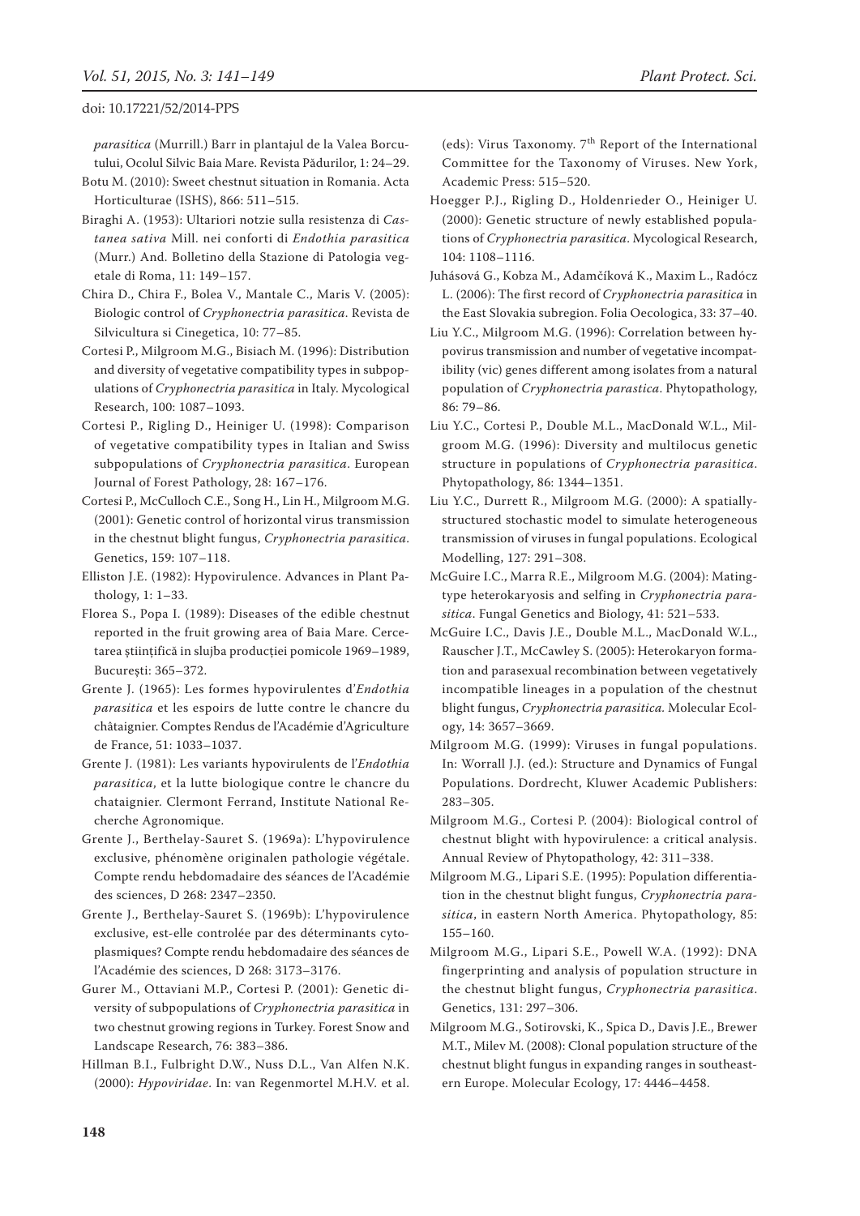*parasitica* (Murrill.) Barr in plantajul de la Valea Borcutului, Ocolul Silvic Baia Mare. Revista Pădurilor, 1: 24–29.

Botu M. (2010): Sweet chestnut situation in Romania. Acta Horticulturae (ISHS), 866: 511–515.

Biraghi A. (1953): Ultariori notzie sulla resistenza di *Castanea sativa* Mill. nei conforti di *Endothia parasitica* (Murr.) And. Bolletino della Stazione di Patologia vegetale di Roma, 11: 149–157.

Chira D., Chira F., Bolea V., Mantale C., Maris V. (2005): Biologic control of *Cryphonectria parasitica*. Revista de Silvicultura si Cinegetica, 10: 77–85.

Cortesi P., Milgroom M.G., Bisiach M. (1996): Distribution and diversity of vegetative compatibility types in subpopulations of *Cryphonectria parasitica* in Italy. Mycological Research, 100: 1087–1093.

Cortesi P., Rigling D., Heiniger U. (1998): Comparison of vegetative compatibility types in Italian and Swiss subpopulations of *Cryphonectria parasitica*. European Journal of Forest Pathology, 28: 167–176.

Cortesi P., McCulloch C.E., Song H., Lin H., Milgroom M.G. (2001): Genetic control of horizontal virus transmission in the chestnut blight fungus, *Cryphonectria parasitica*. Genetics, 159: 107–118.

Elliston J.E. (1982): Hypovirulence. Advances in Plant Pathology, 1: 1–33.

Florea S., Popa I. (1989): Diseases of the edible chestnut reported in the fruit growing area of Baia Mare. Cercetarea ştiinţifică in slujba producţiei pomicole 1969–1989, Bucureşti: 365–372.

Grente J. (1965): Les formes hypovirulentes d'*Endothia parasitica* et les espoirs de lutte contre le chancre du châtaignier. Comptes Rendus de l'Académie d'Agriculture de France, 51: 1033–1037.

Grente J. (1981): Les variants hypovirulents de l'*Endothia parasitica*, et la lutte biologique contre le chancre du chataignier. Clermont Ferrand, Institute National Recherche Agronomique.

Grente J., Berthelay-Sauret S. (1969a): L'hypovirulence exclusive, phénomène originalen pathologie végétale. Compte rendu hebdomadaire des séances de l'Académie des sciences, D 268: 2347–2350.

Grente J., Berthelay-Sauret S. (1969b): L'hypovirulence exclusive, est-elle controlée par des déterminants cytoplasmiques? Compte rendu hebdomadaire des séances de l'Académie des sciences, D 268: 3173–3176.

Gurer M., Ottaviani M.P., Cortesi P. (2001): Genetic diversity of subpopulations of *Cryphonectria parasitica* in two chestnut growing regions in Turkey. Forest Snow and Landscape Research, 76: 383–386.

Hillman B.I., Fulbright D.W., Nuss D.L., Van Alfen N.K. (2000): *Hypoviridae*. In: van Regenmortel M.H.V. et al. (eds): Virus Taxonomy. 7th Report of the International Committee for the Taxonomy of Viruses. New York, Academic Press: 515–520.

Hoegger P.J., Rigling D., Holdenrieder O., Heiniger U. (2000): Genetic structure of newly established populations of *Cryphonectria parasitica*. Mycological Research, 104: 1108–1116.

Juhásová G., Kobza M., Adamčíková K., Maxim L., Radócz L. (2006): The first record of *Cryphonectria parasitica* in the East Slovakia subregion. Folia Oecologica, 33: 37–40.

Liu Y.C., Milgroom M.G. (1996): Correlation between hypovirus transmission and number of vegetative incompatibility (vic) genes different among isolates from a natural population of *Cryphonectria parastica*. Phytopathology, 86: 79–86.

Liu Y.C., Cortesi P., Double M.L., MacDonald W.L., Milgroom M.G. (1996): Diversity and multilocus genetic structure in populations of *Cryphonectria parasitica*. Phytopathology, 86: 1344–1351.

Liu Y.C., Durrett R., Milgroom M.G. (2000): A spatially-structured stochastic model to simulate heterogeneous transmission of viruses in fungal populations. Ecological Modelling, 127: 291–308.

McGuire I.C., Marra R.E., Milgroom M.G. (2004): Mating-type heterokaryosis and selfing in *Cryphonectria parasitica*. Fungal Genetics and Biology, 41: 521–533.

McGuire I.C., Davis J.E., Double M.L., MacDonald W.L., Rauscher J.T., McCawley S. (2005): Heterokaryon formation and parasexual recombination between vegetatively incompatible lineages in a population of the chestnut blight fungus, *Cryphonectria parasitica.* Molecular Ecology, 14: 3657–3669.

Milgroom M.G. (1999): Viruses in fungal populations. In: Worrall J.J. (ed.): Structure and Dynamics of Fungal Populations. Dordrecht, Kluwer Academic Publishers: 283–305.

Milgroom M.G., Cortesi P. (2004): Biological control of chestnut blight with hypovirulence: a critical analysis. Annual Review of Phytopathology, 42: 311–338.

Milgroom M.G., Lipari S.E. (1995): Population differentiation in the chestnut blight fungus, *Cryphonectria parasitica*, in eastern North America. Phytopathology, 85: 155–160.

Milgroom M.G., Lipari S.E., Powell W.A. (1992): DNA fingerprinting and analysis of population structure in the chestnut blight fungus, *Cryphonectria parasitica*. Genetics, 131: 297–306.

Milgroom M.G., Sotirovski, K., Spica D., Davis J.E., Brewer M.T., Milev M. (2008): Clonal population structure of the chestnut blight fungus in expanding ranges in southeastern Europe. Molecular Ecology, 17: 4446–4458.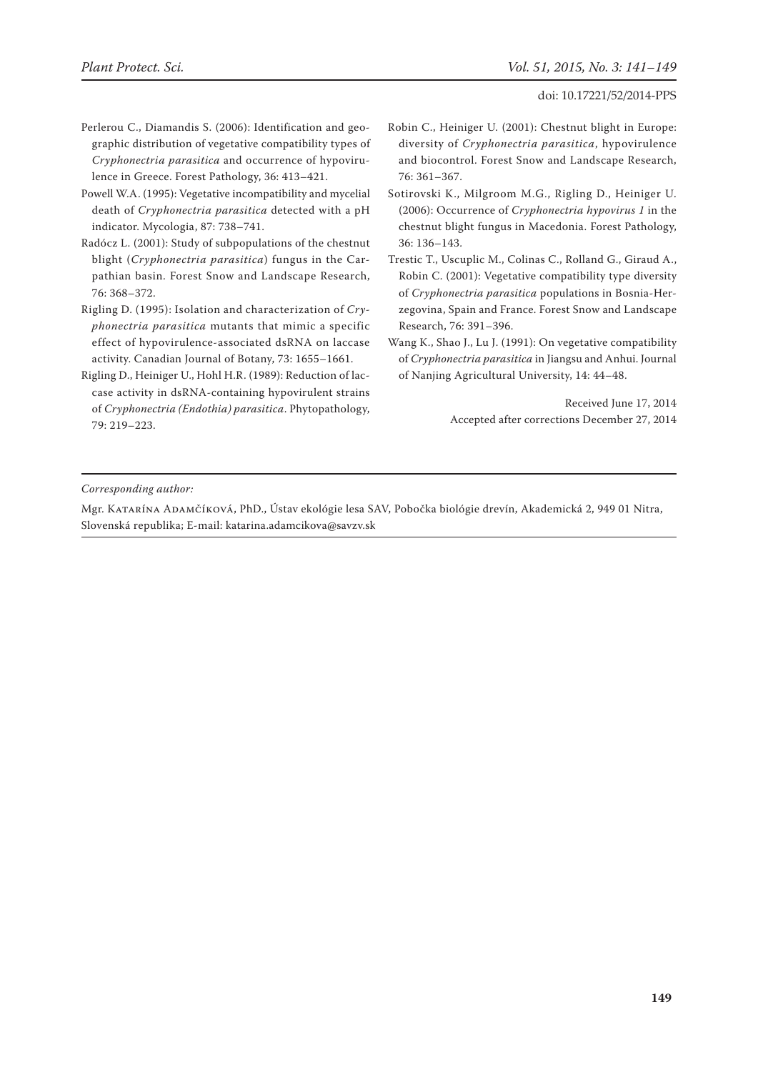Perlerou C., Diamandis S. (2006): Identification and geographic distribution of vegetative compatibility types of *Cryphonectria parasitica* and occurrence of hypovirulence in Greece. Forest Pathology, 36: 413–421.

Powell W.A. (1995): Vegetative incompatibility and mycelial death of *Cryphonectria parasitica* detected with a pH indicator. Mycologia, 87: 738–741.

Radócz L. (2001): Study of subpopulations of the chestnut blight (*Cryphonectria parasitica*) fungus in the Carpathian basin. Forest Snow and Landscape Research, 76: 368–372.

Rigling D. (1995): Isolation and characterization of *Cryphonectria parasitica* mutants that mimic a specific effect of hypovirulence-associated dsRNA on laccase activity. Canadian Journal of Botany, 73: 1655–1661.

Rigling D., Heiniger U., Hohl H.R. (1989): Reduction of laccase activity in dsRNA-containing hypovirulent strains of *Cryphonectria (Endothia) parasitica*. Phytopathology, 79: 219–223.

Robin C., Heiniger U. (2001): Chestnut blight in Europe: diversity of *Cryphonectria parasitica*, hypovirulence and biocontrol. Forest Snow and Landscape Research, 76: 361–367.

Sotirovski K., Milgroom M.G., Rigling D., Heiniger U. (2006): Occurrence of *Cryphonectria hypovirus 1* in the chestnut blight fungus in Macedonia. Forest Pathology, 36: 136–143.

Trestic T., Uscuplic M., Colinas C., Rolland G., Giraud A., Robin C. (2001): Vegetative compatibility type diversity of *Cryphonectria parasitica* populations in Bosnia-Herzegovina, Spain and France. Forest Snow and Landscape Research, 76: 391–396.

Wang K., Shao J., Lu J. (1991): On vegetative compatibility of *Cryphonectria parasitica* in Jiangsu and Anhui. Journal of Nanjing Agricultural University, 14: 44–48.

Received June 17, 2014
Accepted after corrections December 27, 2014

*Corresponding author:*

Mgr. Katarína Adamčíková, PhD., Ústav ekológie lesa SAV, Pobočka biológie drevín, Akademická 2, 949 01 Nitra, Slovenská republika; E-mail: katarina.adamcikova@savzv.sk